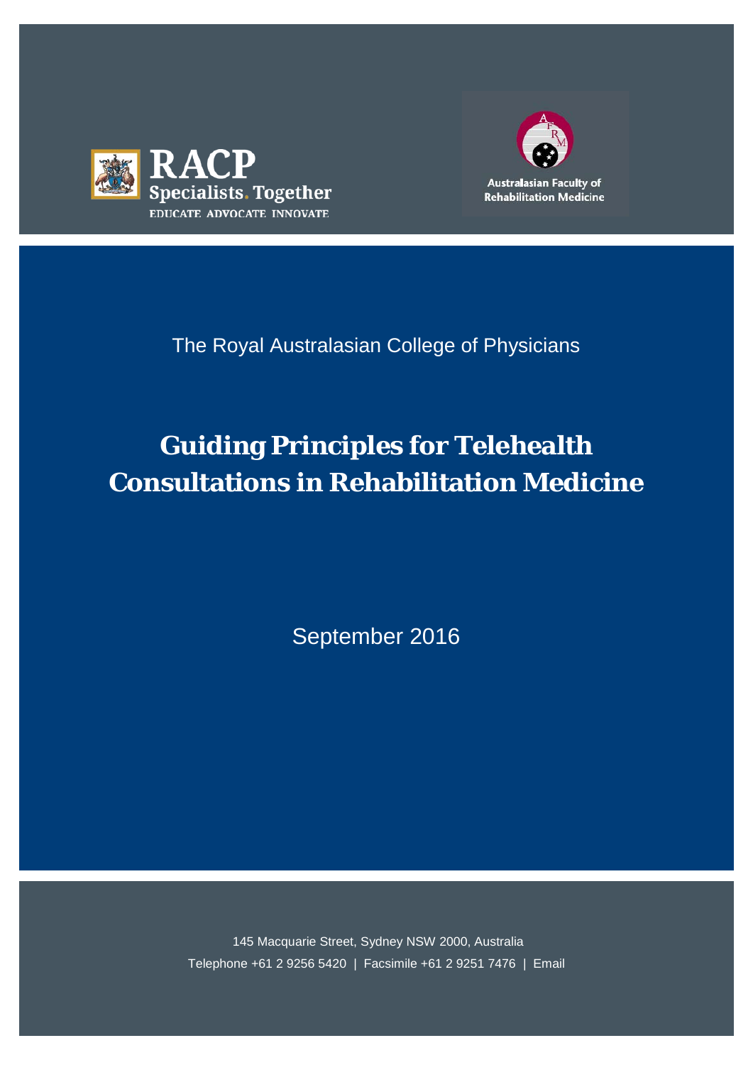RACP
Specialists. Together
EDUCATE ADVOCATE INNOVATE

Australasian Faculty of Rehabilitation Medicine

The Royal Australasian College of Physicians

# Guiding Principles for Telehealth Consultations in Rehabilitation Medicine

September 2016

145 Macquarie Street, Sydney NSW 2000, Australia
Telephone +61 2 9256 5420 | Facsimile +61 2 9251 7476 | Email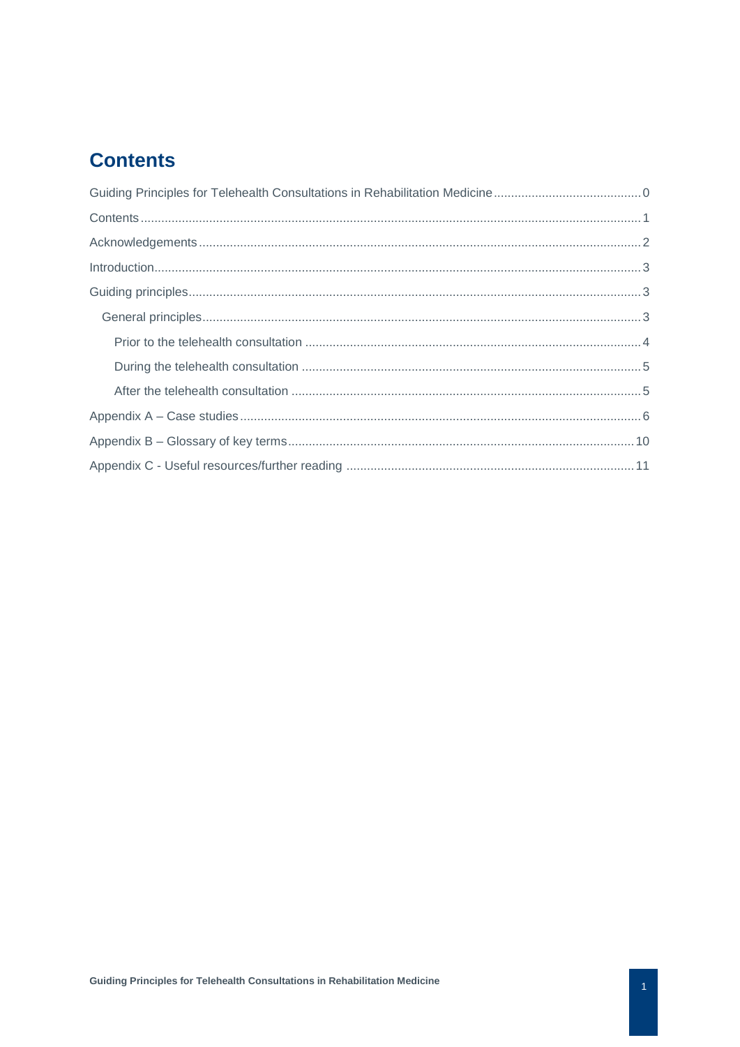## Contents

Guiding Principles for Telehealth Consultations in Rehabilitation Medicine .......... 0

Contents .......... 1

Acknowledgements .......... 2

Introduction .......... 3

Guiding principles .......... 3

- General principles .......... 3
  - Prior to the telehealth consultation .......... 4
  - During the telehealth consultation .......... 5
  - After the telehealth consultation .......... 5

Appendix A – Case studies .......... 6

Appendix B – Glossary of key terms .......... 10

Appendix C - Useful resources/further reading .......... 11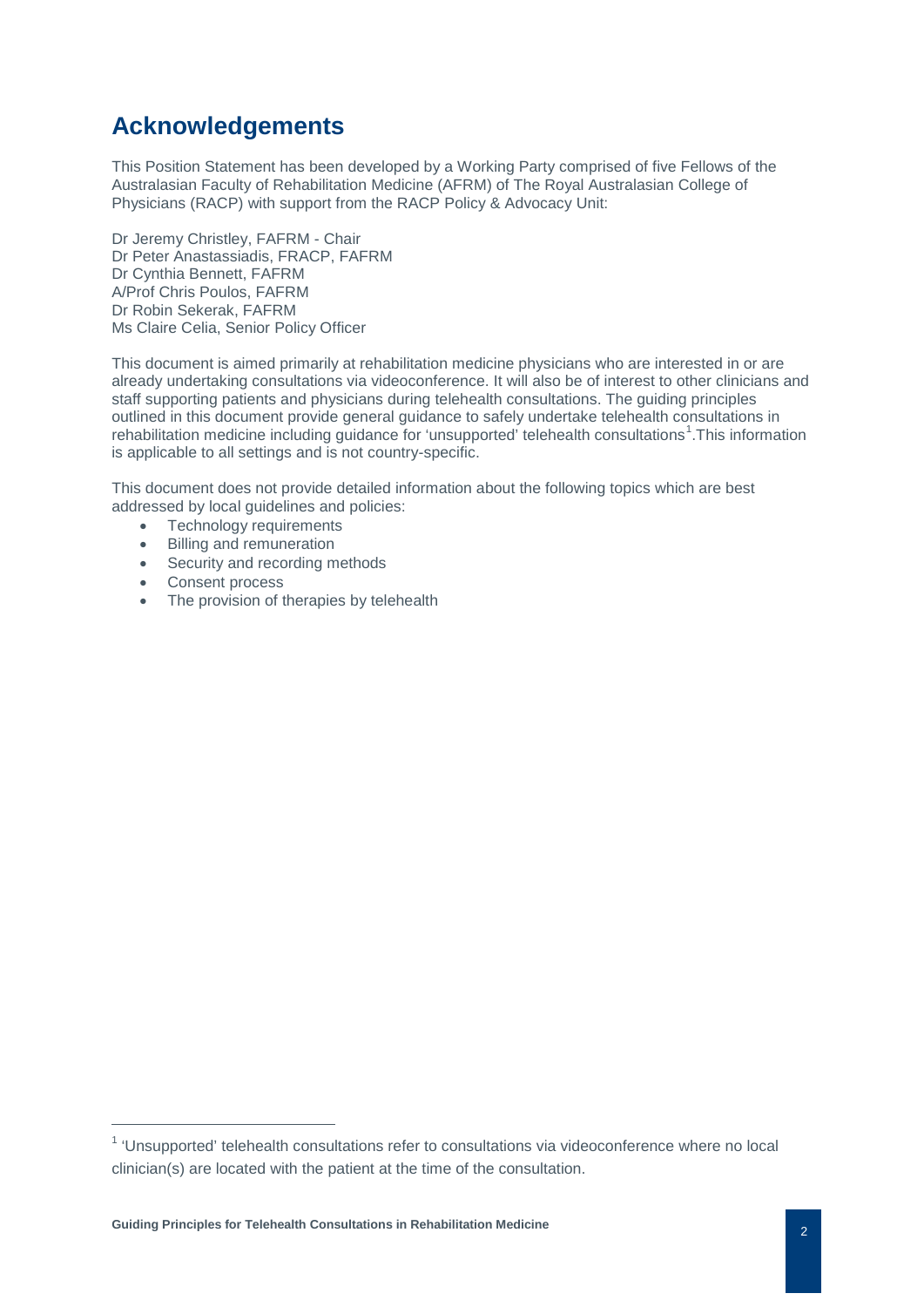# Acknowledgements

This Position Statement has been developed by a Working Party comprised of five Fellows of the Australasian Faculty of Rehabilitation Medicine (AFRM) of The Royal Australasian College of Physicians (RACP) with support from the RACP Policy & Advocacy Unit:

Dr Jeremy Christley, FAFRM - Chair
Dr Peter Anastassiadis, FRACP, FAFRM
Dr Cynthia Bennett, FAFRM
A/Prof Chris Poulos, FAFRM
Dr Robin Sekerak, FAFRM
Ms Claire Celia, Senior Policy Officer

This document is aimed primarily at rehabilitation medicine physicians who are interested in or are already undertaking consultations via videoconference. It will also be of interest to other clinicians and staff supporting patients and physicians during telehealth consultations. The guiding principles outlined in this document provide general guidance to safely undertake telehealth consultations in rehabilitation medicine including guidance for 'unsupported' telehealth consultations[1].This information is applicable to all settings and is not country-specific.

This document does not provide detailed information about the following topics which are best addressed by local guidelines and policies:

- Technology requirements
- Billing and remuneration
- Security and recording methods
- Consent process
- The provision of therapies by telehealth

[1] 'Unsupported' telehealth consultations refer to consultations via videoconference where no local clinician(s) are located with the patient at the time of the consultation.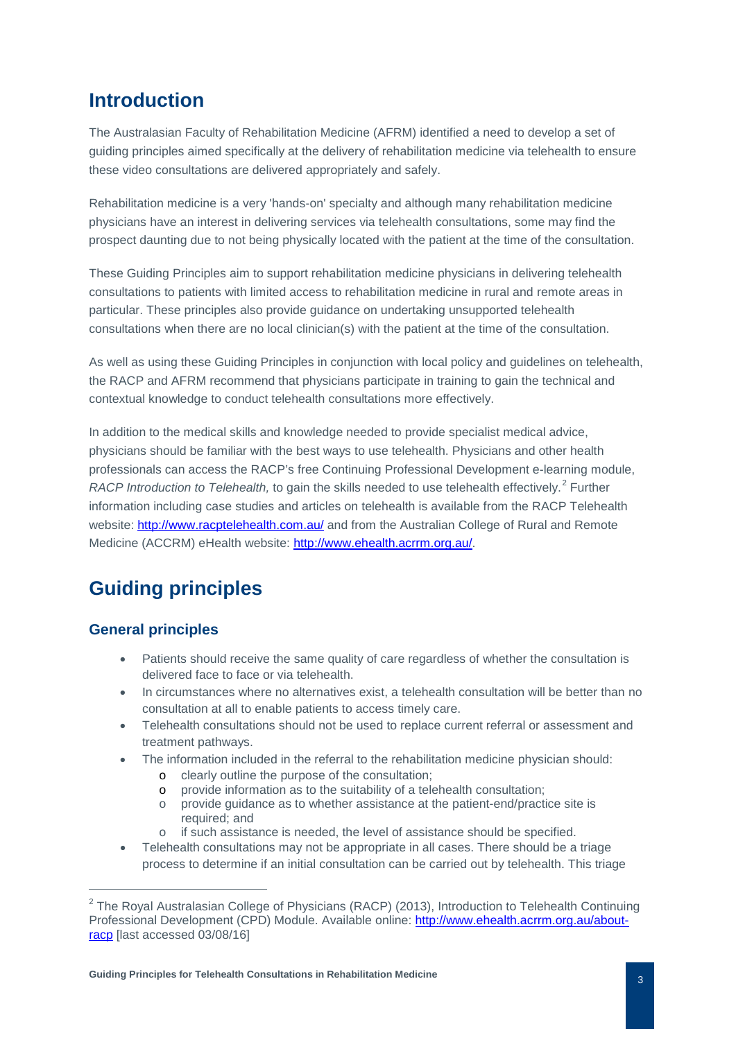# Introduction

The Australasian Faculty of Rehabilitation Medicine (AFRM) identified a need to develop a set of guiding principles aimed specifically at the delivery of rehabilitation medicine via telehealth to ensure these video consultations are delivered appropriately and safely.

Rehabilitation medicine is a very 'hands-on' specialty and although many rehabilitation medicine physicians have an interest in delivering services via telehealth consultations, some may find the prospect daunting due to not being physically located with the patient at the time of the consultation.

These Guiding Principles aim to support rehabilitation medicine physicians in delivering telehealth consultations to patients with limited access to rehabilitation medicine in rural and remote areas in particular. These principles also provide guidance on undertaking unsupported telehealth consultations when there are no local clinician(s) with the patient at the time of the consultation.

As well as using these Guiding Principles in conjunction with local policy and guidelines on telehealth, the RACP and AFRM recommend that physicians participate in training to gain the technical and contextual knowledge to conduct telehealth consultations more effectively.

In addition to the medical skills and knowledge needed to provide specialist medical advice, physicians should be familiar with the best ways to use telehealth. Physicians and other health professionals can access the RACP's free Continuing Professional Development e-learning module, *RACP Introduction to Telehealth,* to gain the skills needed to use telehealth effectively.[2] Further information including case studies and articles on telehealth is available from the RACP Telehealth website: [http://www.racptelehealth.com.au/](http://www.racptelehealth.com.au/) and from the Australian College of Rural and Remote Medicine (ACCRM) eHealth website: [http://www.ehealth.acrrm.org.au/](http://www.ehealth.acrrm.org.au/).

# Guiding principles

## General principles

- Patients should receive the same quality of care regardless of whether the consultation is delivered face to face or via telehealth.
- In circumstances where no alternatives exist, a telehealth consultation will be better than no consultation at all to enable patients to access timely care.
- Telehealth consultations should not be used to replace current referral or assessment and treatment pathways.
- The information included in the referral to the rehabilitation medicine physician should:
  - clearly outline the purpose of the consultation;
  - provide information as to the suitability of a telehealth consultation;
  - provide guidance as to whether assistance at the patient-end/practice site is required; and
  - if such assistance is needed, the level of assistance should be specified.
- Telehealth consultations may not be appropriate in all cases. There should be a triage process to determine if an initial consultation can be carried out by telehealth. This triage

[2] The Royal Australasian College of Physicians (RACP) (2013), Introduction to Telehealth Continuing Professional Development (CPD) Module. Available online: [http://www.ehealth.acrrm.org.au/about-racp](http://www.ehealth.acrrm.org.au/about-racp) [last accessed 03/08/16]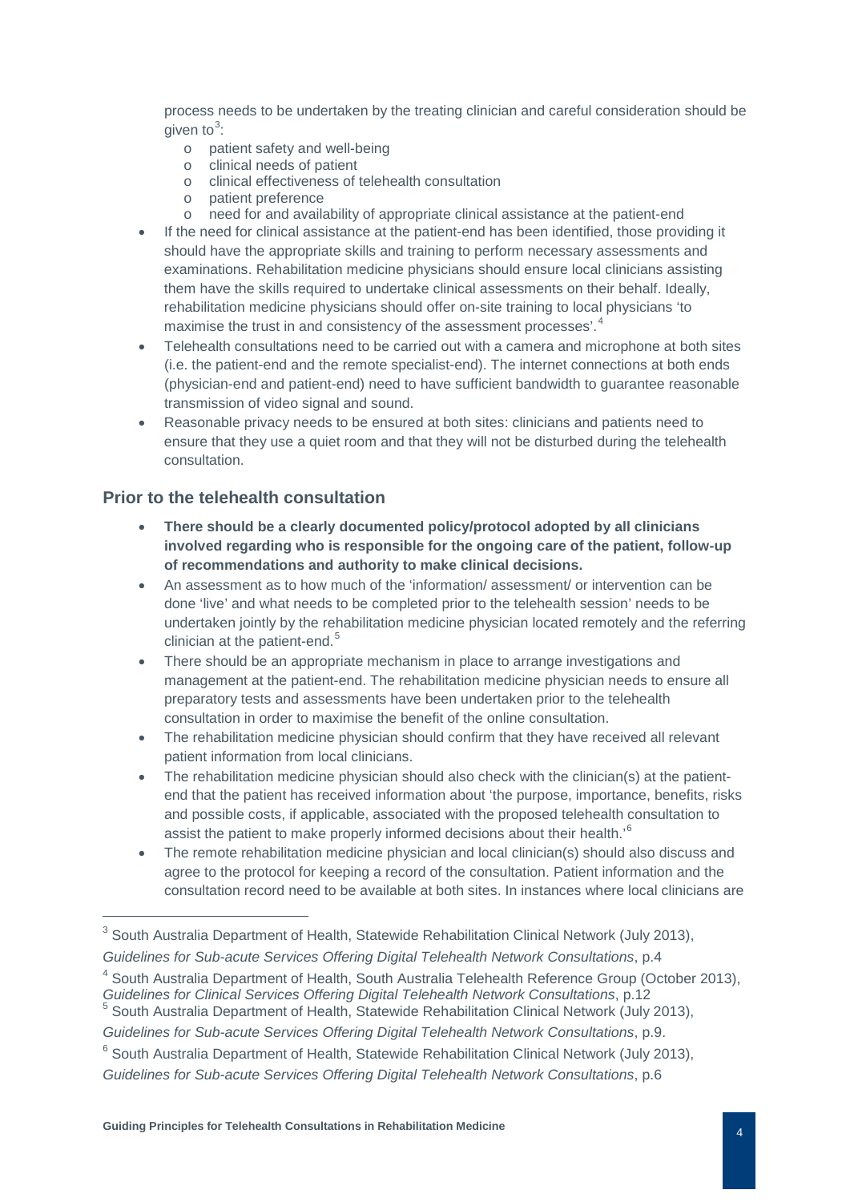process needs to be undertaken by the treating clinician and careful consideration should be given to[3]:

- patient safety and well-being
- clinical needs of patient
- clinical effectiveness of telehealth consultation
- patient preference
- need for and availability of appropriate clinical assistance at the patient-end

- If the need for clinical assistance at the patient-end has been identified, those providing it should have the appropriate skills and training to perform necessary assessments and examinations. Rehabilitation medicine physicians should ensure local clinicians assisting them have the skills required to undertake clinical assessments on their behalf. Ideally, rehabilitation medicine physicians should offer on-site training to local physicians 'to maximise the trust in and consistency of the assessment processes'.[4]
- Telehealth consultations need to be carried out with a camera and microphone at both sites (i.e. the patient-end and the remote specialist-end). The internet connections at both ends (physician-end and patient-end) need to have sufficient bandwidth to guarantee reasonable transmission of video signal and sound.
- Reasonable privacy needs to be ensured at both sites: clinicians and patients need to ensure that they use a quiet room and that they will not be disturbed during the telehealth consultation.

## Prior to the telehealth consultation

- **There should be a clearly documented policy/protocol adopted by all clinicians involved regarding who is responsible for the ongoing care of the patient, follow-up of recommendations and authority to make clinical decisions.**
- An assessment as to how much of the 'information/ assessment/ or intervention can be done 'live' and what needs to be completed prior to the telehealth session' needs to be undertaken jointly by the rehabilitation medicine physician located remotely and the referring clinician at the patient-end.[5]
- There should be an appropriate mechanism in place to arrange investigations and management at the patient-end. The rehabilitation medicine physician needs to ensure all preparatory tests and assessments have been undertaken prior to the telehealth consultation in order to maximise the benefit of the online consultation.
- The rehabilitation medicine physician should confirm that they have received all relevant patient information from local clinicians.
- The rehabilitation medicine physician should also check with the clinician(s) at the patient-end that the patient has received information about 'the purpose, importance, benefits, risks and possible costs, if applicable, associated with the proposed telehealth consultation to assist the patient to make properly informed decisions about their health.'[6]
- The remote rehabilitation medicine physician and local clinician(s) should also discuss and agree to the protocol for keeping a record of the consultation. Patient information and the consultation record need to be available at both sites. In instances where local clinicians are

---

[3] South Australia Department of Health, Statewide Rehabilitation Clinical Network (July 2013), *Guidelines for Sub-acute Services Offering Digital Telehealth Network Consultations*, p.4

[4] South Australia Department of Health, South Australia Telehealth Reference Group (October 2013), *Guidelines for Clinical Services Offering Digital Telehealth Network Consultations*, p.12

[5] South Australia Department of Health, Statewide Rehabilitation Clinical Network (July 2013), *Guidelines for Sub-acute Services Offering Digital Telehealth Network Consultations*, p.9.

[6] South Australia Department of Health, Statewide Rehabilitation Clinical Network (July 2013), *Guidelines for Sub-acute Services Offering Digital Telehealth Network Consultations*, p.6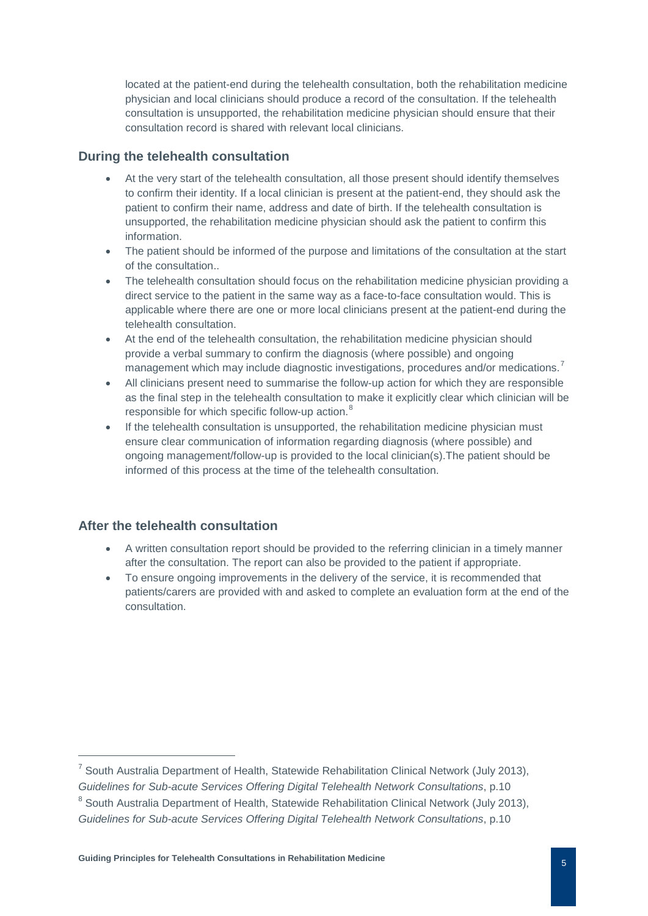located at the patient-end during the telehealth consultation, both the rehabilitation medicine physician and local clinicians should produce a record of the consultation. If the telehealth consultation is unsupported, the rehabilitation medicine physician should ensure that their consultation record is shared with relevant local clinicians.

## During the telehealth consultation

- At the very start of the telehealth consultation, all those present should identify themselves to confirm their identity. If a local clinician is present at the patient-end, they should ask the patient to confirm their name, address and date of birth. If the telehealth consultation is unsupported, the rehabilitation medicine physician should ask the patient to confirm this information.
- The patient should be informed of the purpose and limitations of the consultation at the start of the consultation..
- The telehealth consultation should focus on the rehabilitation medicine physician providing a direct service to the patient in the same way as a face-to-face consultation would. This is applicable where there are one or more local clinicians present at the patient-end during the telehealth consultation.
- At the end of the telehealth consultation, the rehabilitation medicine physician should provide a verbal summary to confirm the diagnosis (where possible) and ongoing management which may include diagnostic investigations, procedures and/or medications.[7]
- All clinicians present need to summarise the follow-up action for which they are responsible as the final step in the telehealth consultation to make it explicitly clear which clinician will be responsible for which specific follow-up action.[8]
- If the telehealth consultation is unsupported, the rehabilitation medicine physician must ensure clear communication of information regarding diagnosis (where possible) and ongoing management/follow-up is provided to the local clinician(s).The patient should be informed of this process at the time of the telehealth consultation.

## After the telehealth consultation

- A written consultation report should be provided to the referring clinician in a timely manner after the consultation. The report can also be provided to the patient if appropriate.
- To ensure ongoing improvements in the delivery of the service, it is recommended that patients/carers are provided with and asked to complete an evaluation form at the end of the consultation.

---

[7] South Australia Department of Health, Statewide Rehabilitation Clinical Network (July 2013), *Guidelines for Sub-acute Services Offering Digital Telehealth Network Consultations*, p.10

[8] South Australia Department of Health, Statewide Rehabilitation Clinical Network (July 2013), *Guidelines for Sub-acute Services Offering Digital Telehealth Network Consultations*, p.10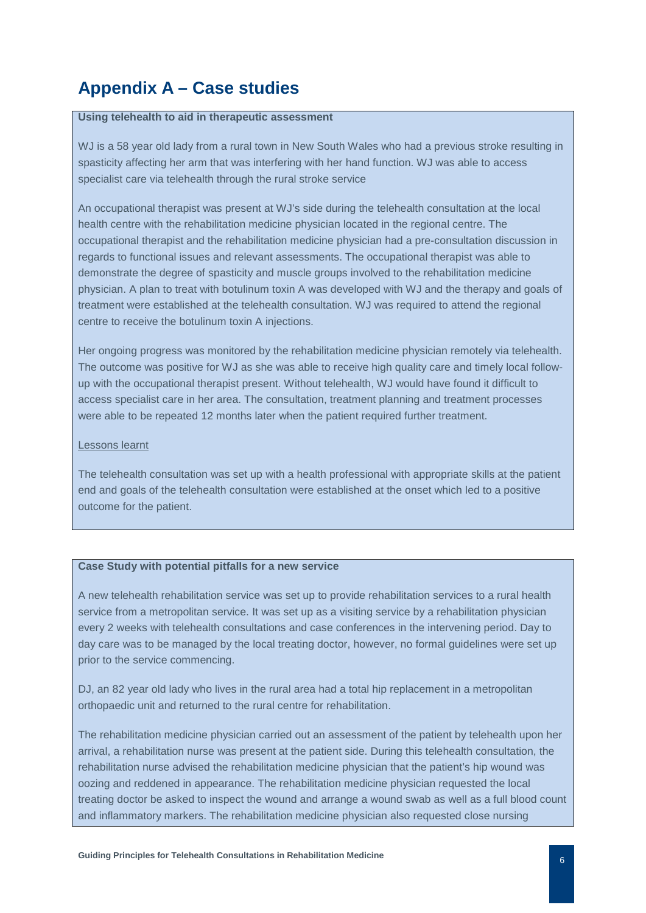# Appendix A – Case studies

**Using telehealth to aid in therapeutic assessment**

WJ is a 58 year old lady from a rural town in New South Wales who had a previous stroke resulting in spasticity affecting her arm that was interfering with her hand function. WJ was able to access specialist care via telehealth through the rural stroke service

An occupational therapist was present at WJ's side during the telehealth consultation at the local health centre with the rehabilitation medicine physician located in the regional centre. The occupational therapist and the rehabilitation medicine physician had a pre-consultation discussion in regards to functional issues and relevant assessments. The occupational therapist was able to demonstrate the degree of spasticity and muscle groups involved to the rehabilitation medicine physician. A plan to treat with botulinum toxin A was developed with WJ and the therapy and goals of treatment were established at the telehealth consultation. WJ was required to attend the regional centre to receive the botulinum toxin A injections.

Her ongoing progress was monitored by the rehabilitation medicine physician remotely via telehealth. The outcome was positive for WJ as she was able to receive high quality care and timely local follow-up with the occupational therapist present. Without telehealth, WJ would have found it difficult to access specialist care in her area. The consultation, treatment planning and treatment processes were able to be repeated 12 months later when the patient required further treatment.

Lessons learnt

The telehealth consultation was set up with a health professional with appropriate skills at the patient end and goals of the telehealth consultation were established at the onset which led to a positive outcome for the patient.

**Case Study with potential pitfalls for a new service**

A new telehealth rehabilitation service was set up to provide rehabilitation services to a rural health service from a metropolitan service. It was set up as a visiting service by a rehabilitation physician every 2 weeks with telehealth consultations and case conferences in the intervening period. Day to day care was to be managed by the local treating doctor, however, no formal guidelines were set up prior to the service commencing.

DJ, an 82 year old lady who lives in the rural area had a total hip replacement in a metropolitan orthopaedic unit and returned to the rural centre for rehabilitation.

The rehabilitation medicine physician carried out an assessment of the patient by telehealth upon her arrival, a rehabilitation nurse was present at the patient side. During this telehealth consultation, the rehabilitation nurse advised the rehabilitation medicine physician that the patient's hip wound was oozing and reddened in appearance. The rehabilitation medicine physician requested the local treating doctor be asked to inspect the wound and arrange a wound swab as well as a full blood count and inflammatory markers. The rehabilitation medicine physician also requested close nursing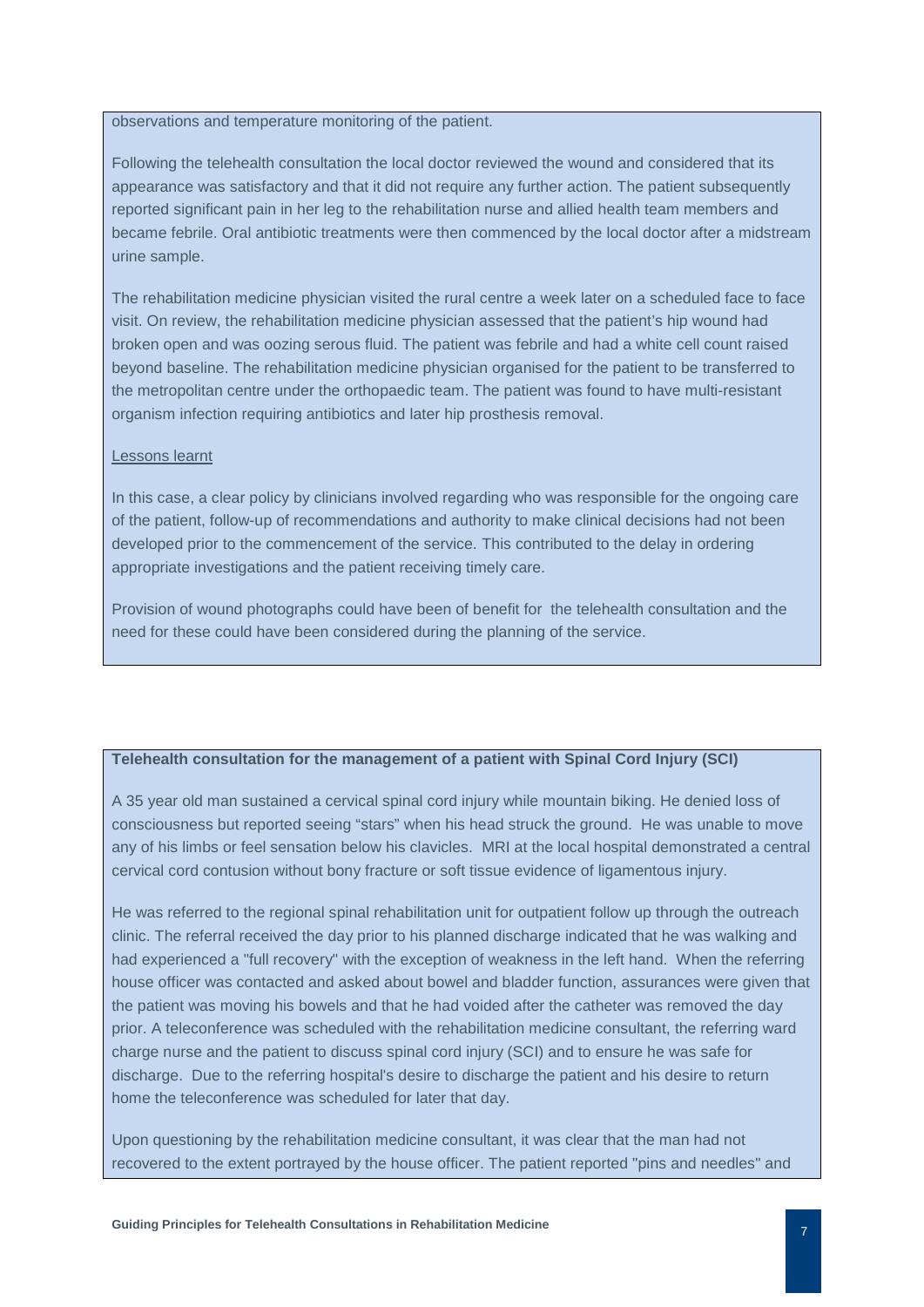observations and temperature monitoring of the patient.

Following the telehealth consultation the local doctor reviewed the wound and considered that its appearance was satisfactory and that it did not require any further action. The patient subsequently reported significant pain in her leg to the rehabilitation nurse and allied health team members and became febrile. Oral antibiotic treatments were then commenced by the local doctor after a midstream urine sample.

The rehabilitation medicine physician visited the rural centre a week later on a scheduled face to face visit. On review, the rehabilitation medicine physician assessed that the patient's hip wound had broken open and was oozing serous fluid. The patient was febrile and had a white cell count raised beyond baseline. The rehabilitation medicine physician organised for the patient to be transferred to the metropolitan centre under the orthopaedic team. The patient was found to have multi-resistant organism infection requiring antibiotics and later hip prosthesis removal.

Lessons learnt

In this case, a clear policy by clinicians involved regarding who was responsible for the ongoing care of the patient, follow-up of recommendations and authority to make clinical decisions had not been developed prior to the commencement of the service. This contributed to the delay in ordering appropriate investigations and the patient receiving timely care.

Provision of wound photographs could have been of benefit for the telehealth consultation and the need for these could have been considered during the planning of the service.

**Telehealth consultation for the management of a patient with Spinal Cord Injury (SCI)**

A 35 year old man sustained a cervical spinal cord injury while mountain biking. He denied loss of consciousness but reported seeing "stars" when his head struck the ground. He was unable to move any of his limbs or feel sensation below his clavicles. MRI at the local hospital demonstrated a central cervical cord contusion without bony fracture or soft tissue evidence of ligamentous injury.

He was referred to the regional spinal rehabilitation unit for outpatient follow up through the outreach clinic. The referral received the day prior to his planned discharge indicated that he was walking and had experienced a "full recovery" with the exception of weakness in the left hand. When the referring house officer was contacted and asked about bowel and bladder function, assurances were given that the patient was moving his bowels and that he had voided after the catheter was removed the day prior. A teleconference was scheduled with the rehabilitation medicine consultant, the referring ward charge nurse and the patient to discuss spinal cord injury (SCI) and to ensure he was safe for discharge. Due to the referring hospital's desire to discharge the patient and his desire to return home the teleconference was scheduled for later that day.

Upon questioning by the rehabilitation medicine consultant, it was clear that the man had not recovered to the extent portrayed by the house officer. The patient reported "pins and needles" and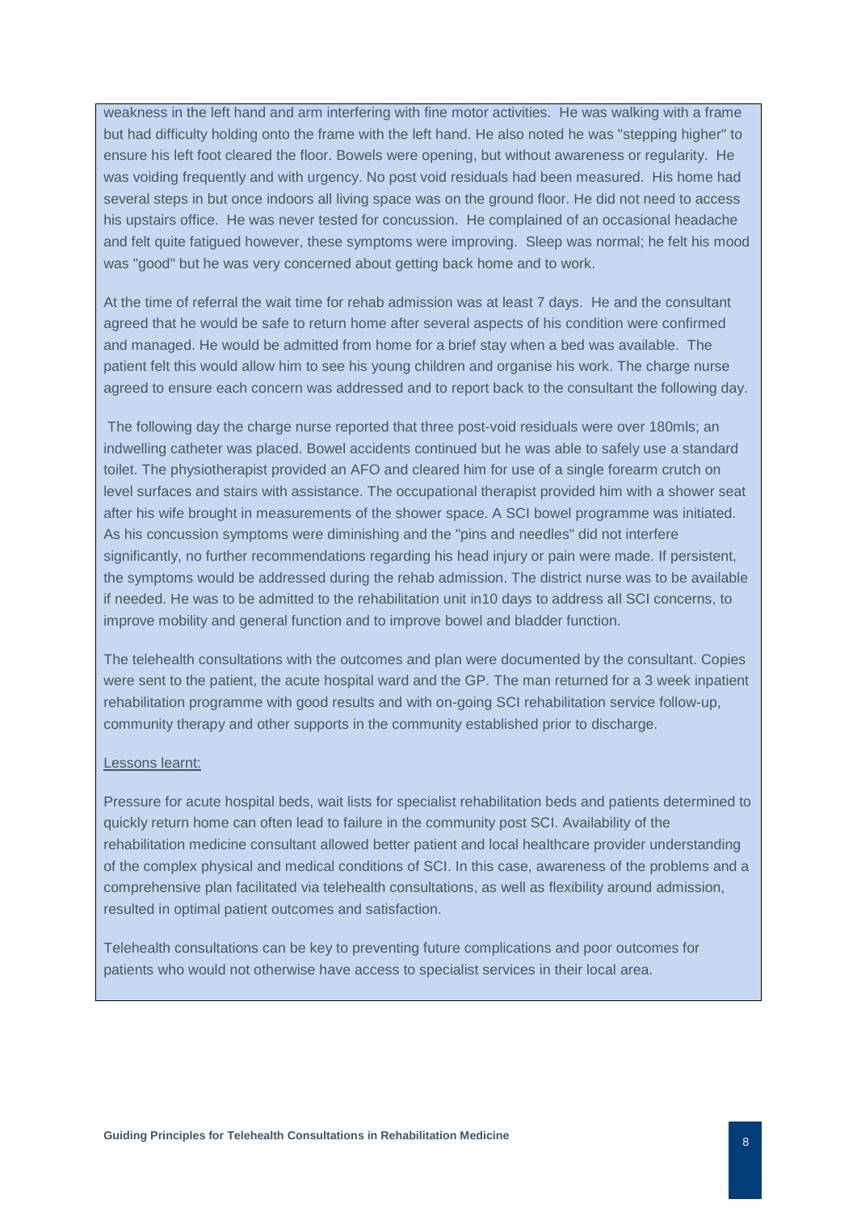weakness in the left hand and arm interfering with fine motor activities. He was walking with a frame but had difficulty holding onto the frame with the left hand. He also noted he was "stepping higher" to ensure his left foot cleared the floor. Bowels were opening, but without awareness or regularity. He was voiding frequently and with urgency. No post void residuals had been measured. His home had several steps in but once indoors all living space was on the ground floor. He did not need to access his upstairs office. He was never tested for concussion. He complained of an occasional headache and felt quite fatigued however, these symptoms were improving. Sleep was normal; he felt his mood was "good" but he was very concerned about getting back home and to work.

At the time of referral the wait time for rehab admission was at least 7 days. He and the consultant agreed that he would be safe to return home after several aspects of his condition were confirmed and managed. He would be admitted from home for a brief stay when a bed was available. The patient felt this would allow him to see his young children and organise his work. The charge nurse agreed to ensure each concern was addressed and to report back to the consultant the following day.

The following day the charge nurse reported that three post-void residuals were over 180mls; an indwelling catheter was placed. Bowel accidents continued but he was able to safely use a standard toilet. The physiotherapist provided an AFO and cleared him for use of a single forearm crutch on level surfaces and stairs with assistance. The occupational therapist provided him with a shower seat after his wife brought in measurements of the shower space. A SCI bowel programme was initiated. As his concussion symptoms were diminishing and the "pins and needles" did not interfere significantly, no further recommendations regarding his head injury or pain were made. If persistent, the symptoms would be addressed during the rehab admission. The district nurse was to be available if needed. He was to be admitted to the rehabilitation unit in10 days to address all SCI concerns, to improve mobility and general function and to improve bowel and bladder function.

The telehealth consultations with the outcomes and plan were documented by the consultant. Copies were sent to the patient, the acute hospital ward and the GP. The man returned for a 3 week inpatient rehabilitation programme with good results and with on-going SCI rehabilitation service follow-up, community therapy and other supports in the community established prior to discharge.

Lessons learnt:

Pressure for acute hospital beds, wait lists for specialist rehabilitation beds and patients determined to quickly return home can often lead to failure in the community post SCI. Availability of the rehabilitation medicine consultant allowed better patient and local healthcare provider understanding of the complex physical and medical conditions of SCI. In this case, awareness of the problems and a comprehensive plan facilitated via telehealth consultations, as well as flexibility around admission, resulted in optimal patient outcomes and satisfaction.

Telehealth consultations can be key to preventing future complications and poor outcomes for patients who would not otherwise have access to specialist services in their local area.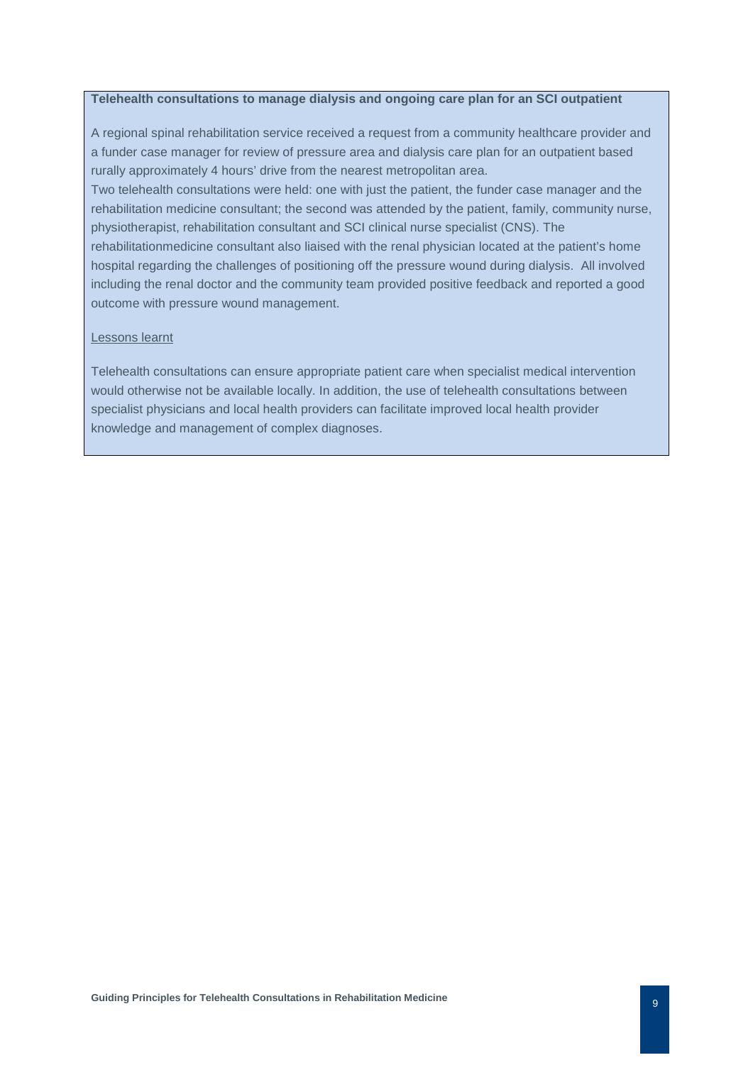**Telehealth consultations to manage dialysis and ongoing care plan for an SCI outpatient**

A regional spinal rehabilitation service received a request from a community healthcare provider and a funder case manager for review of pressure area and dialysis care plan for an outpatient based rurally approximately 4 hours' drive from the nearest metropolitan area.

Two telehealth consultations were held: one with just the patient, the funder case manager and the rehabilitation medicine consultant; the second was attended by the patient, family, community nurse, physiotherapist, rehabilitation consultant and SCI clinical nurse specialist (CNS). The rehabilitationmedicine consultant also liaised with the renal physician located at the patient's home hospital regarding the challenges of positioning off the pressure wound during dialysis. All involved including the renal doctor and the community team provided positive feedback and reported a good outcome with pressure wound management.

<u>Lessons learnt</u>

Telehealth consultations can ensure appropriate patient care when specialist medical intervention would otherwise not be available locally. In addition, the use of telehealth consultations between specialist physicians and local health providers can facilitate improved local health provider knowledge and management of complex diagnoses.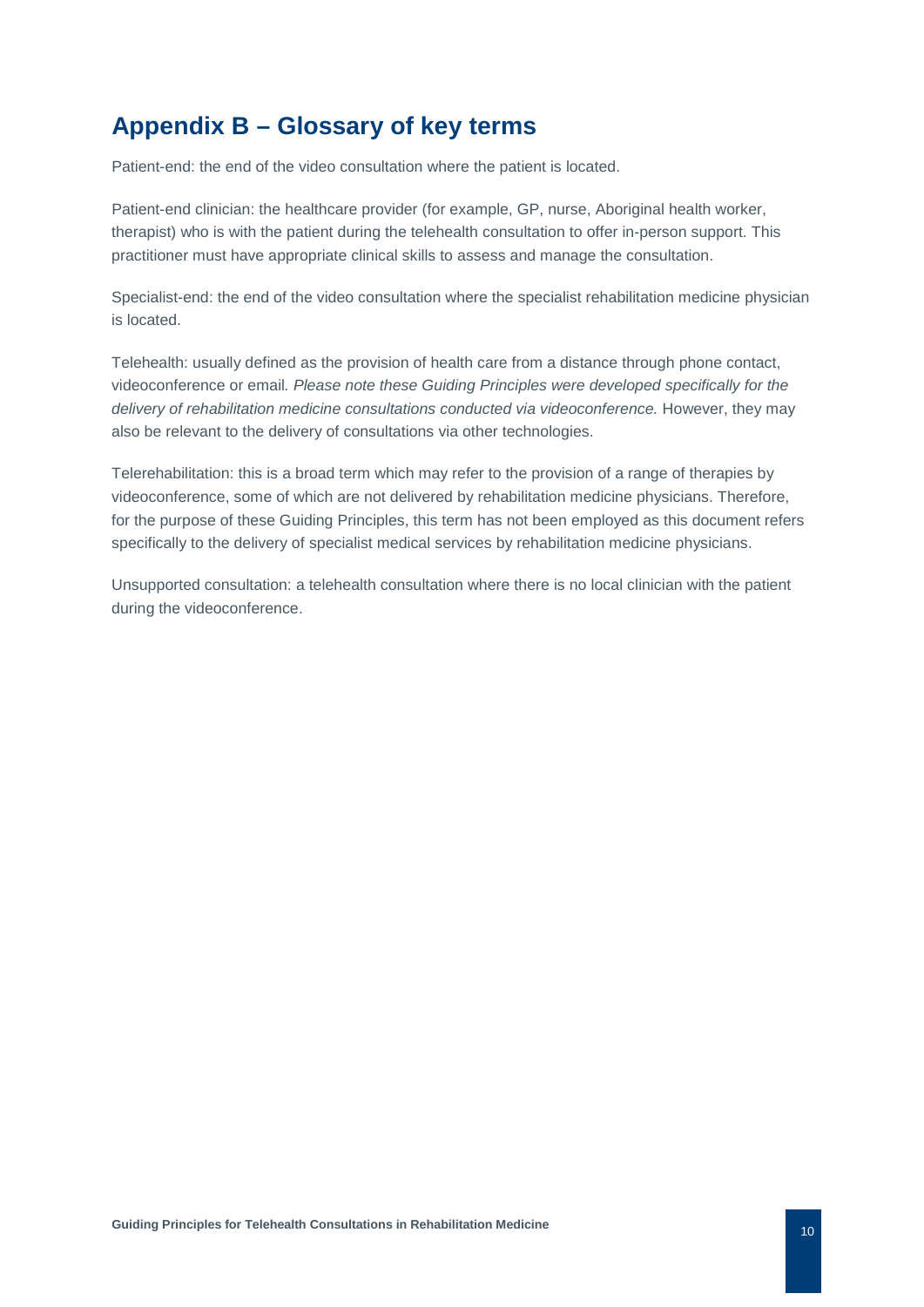## Appendix B – Glossary of key terms

Patient-end: the end of the video consultation where the patient is located.

Patient-end clinician: the healthcare provider (for example, GP, nurse, Aboriginal health worker, therapist) who is with the patient during the telehealth consultation to offer in-person support. This practitioner must have appropriate clinical skills to assess and manage the consultation.

Specialist-end: the end of the video consultation where the specialist rehabilitation medicine physician is located.

Telehealth: usually defined as the provision of health care from a distance through phone contact, videoconference or email. *Please note these Guiding Principles were developed specifically for the delivery of rehabilitation medicine consultations conducted via videoconference.* However, they may also be relevant to the delivery of consultations via other technologies.

Telerehabilitation: this is a broad term which may refer to the provision of a range of therapies by videoconference, some of which are not delivered by rehabilitation medicine physicians. Therefore, for the purpose of these Guiding Principles, this term has not been employed as this document refers specifically to the delivery of specialist medical services by rehabilitation medicine physicians.

Unsupported consultation: a telehealth consultation where there is no local clinician with the patient during the videoconference.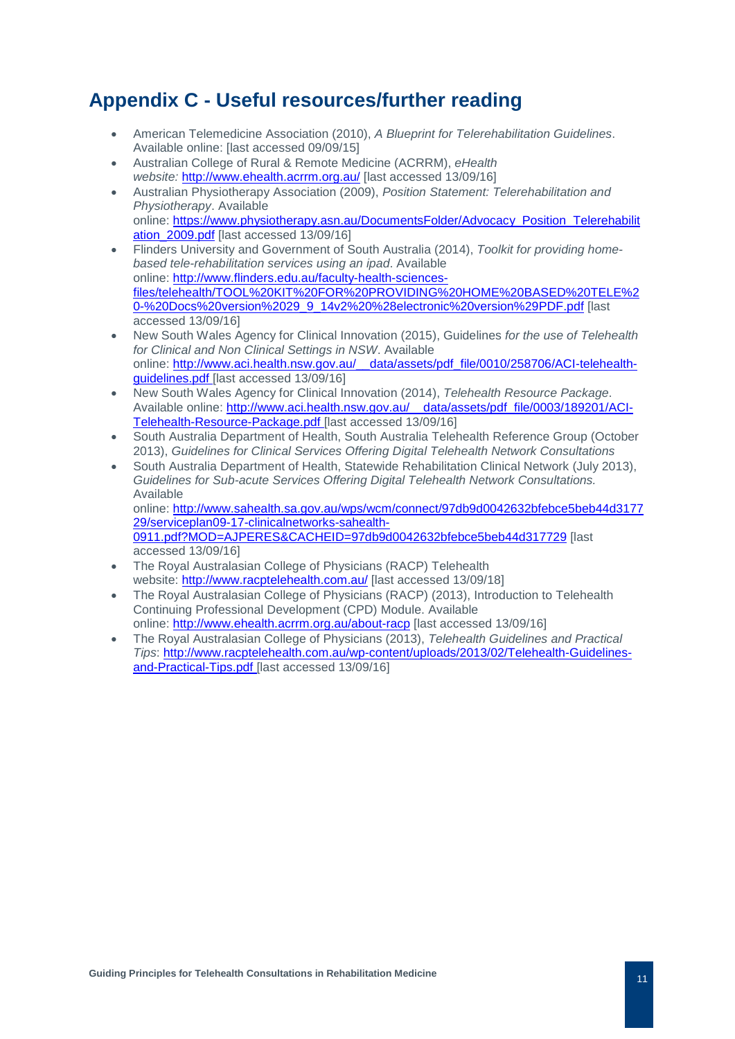## Appendix C - Useful resources/further reading

- American Telemedicine Association (2010), *A Blueprint for Telerehabilitation Guidelines*. Available online: [last accessed 09/09/15]
- Australian College of Rural & Remote Medicine (ACRRM), *eHealth website:* http://www.ehealth.acrrm.org.au/ [last accessed 13/09/16]
- Australian Physiotherapy Association (2009), *Position Statement: Telerehabilitation and Physiotherapy*. Available online: https://www.physiotherapy.asn.au/DocumentsFolder/Advocacy_Position_Telerehabilitation_2009.pdf [last accessed 13/09/16]
- Flinders University and Government of South Australia (2014), *Toolkit for providing home-based tele-rehabilitation services using an ipad*. Available online: http://www.flinders.edu.au/faculty-health-sciences-files/telehealth/TOOL%20KIT%20FOR%20PROVIDING%20HOME%20BASED%20TELE%20-%20Docs%20version%2029_9_14v2%20%28electronic%20version%29PDF.pdf [last accessed 13/09/16]
- New South Wales Agency for Clinical Innovation (2015), Guidelines *for the use of Telehealth for Clinical and Non Clinical Settings in NSW*. Available online: http://www.aci.health.nsw.gov.au/__data/assets/pdf_file/0010/258706/ACI-telehealth-guidelines.pdf [last accessed 13/09/16]
- New South Wales Agency for Clinical Innovation (2014), *Telehealth Resource Package*. Available online: http://www.aci.health.nsw.gov.au/__data/assets/pdf_file/0003/189201/ACI-Telehealth-Resource-Package.pdf [last accessed 13/09/16]
- South Australia Department of Health, South Australia Telehealth Reference Group (October 2013), *Guidelines for Clinical Services Offering Digital Telehealth Network Consultations*
- South Australia Department of Health, Statewide Rehabilitation Clinical Network (July 2013), *Guidelines for Sub-acute Services Offering Digital Telehealth Network Consultations.* Available online: http://www.sahealth.sa.gov.au/wps/wcm/connect/97db9d0042632bfebce5beb44d317729/serviceplan09-17-clinicalnetworks-sahealth-0911.pdf?MOD=AJPERES&CACHEID=97db9d0042632bfebce5beb44d317729 [last accessed 13/09/16]
- The Royal Australasian College of Physicians (RACP) Telehealth website: http://www.racptelehealth.com.au/ [last accessed 13/09/18]
- The Royal Australasian College of Physicians (RACP) (2013), Introduction to Telehealth Continuing Professional Development (CPD) Module. Available online: http://www.ehealth.acrrm.org.au/about-racp [last accessed 13/09/16]
- The Royal Australasian College of Physicians (2013), *Telehealth Guidelines and Practical Tips*: http://www.racptelehealth.com.au/wp-content/uploads/2013/02/Telehealth-Guidelines-and-Practical-Tips.pdf [last accessed 13/09/16]